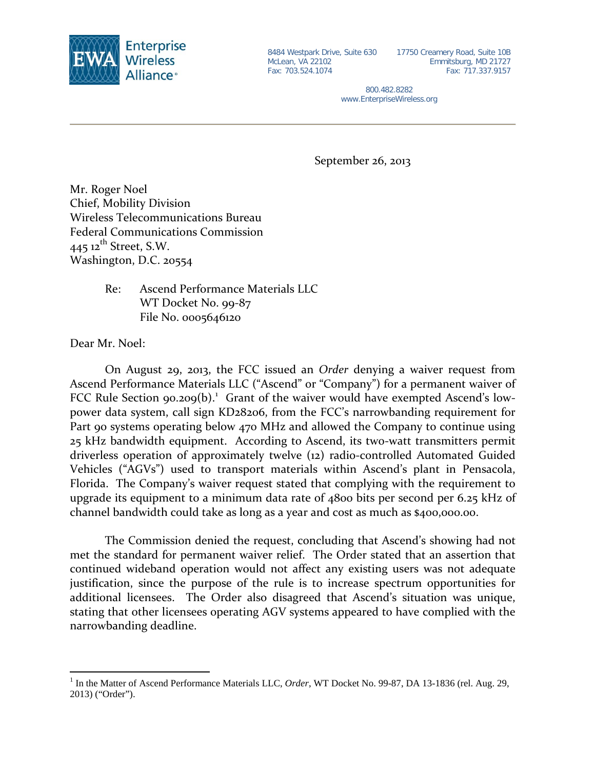**Enterprise Wireless Alliance**

8484 Westpark Drive, Suite 630
McLean, VA 22102
Fax: 703.524.1074

17750 Creamery Road, Suite 10B
Emmitsburg, MD 21727
Fax: 717.337.9157

800.482.8282
www.EnterpriseWireless.org

---

September 26, 2013

Mr. Roger Noel
Chief, Mobility Division
Wireless Telecommunications Bureau
Federal Communications Commission
445 12th Street, S.W.
Washington, D.C. 20554

> Re: Ascend Performance Materials LLC
> WT Docket No. 99-87
> File No. 0005646120

Dear Mr. Noel:

On August 29, 2013, the FCC issued an *Order* denying a waiver request from Ascend Performance Materials LLC ("Ascend" or "Company") for a permanent waiver of FCC Rule Section 90.209(b).[1] Grant of the waiver would have exempted Ascend's low-power data system, call sign KD28206, from the FCC's narrowbanding requirement for Part 90 systems operating below 470 MHz and allowed the Company to continue using 25 kHz bandwidth equipment. According to Ascend, its two-watt transmitters permit driverless operation of approximately twelve (12) radio-controlled Automated Guided Vehicles ("AGVs") used to transport materials within Ascend's plant in Pensacola, Florida. The Company's waiver request stated that complying with the requirement to upgrade its equipment to a minimum data rate of 4800 bits per second per 6.25 kHz of channel bandwidth could take as long as a year and cost as much as $400,000.00.

The Commission denied the request, concluding that Ascend's showing had not met the standard for permanent waiver relief. The Order stated that an assertion that continued wideband operation would not affect any existing users was not adequate justification, since the purpose of the rule is to increase spectrum opportunities for additional licensees. The Order also disagreed that Ascend's situation was unique, stating that other licensees operating AGV systems appeared to have complied with the narrowbanding deadline.

---

[1] In the Matter of Ascend Performance Materials LLC, *Order*, WT Docket No. 99-87, DA 13-1836 (rel. Aug. 29, 2013) ("Order").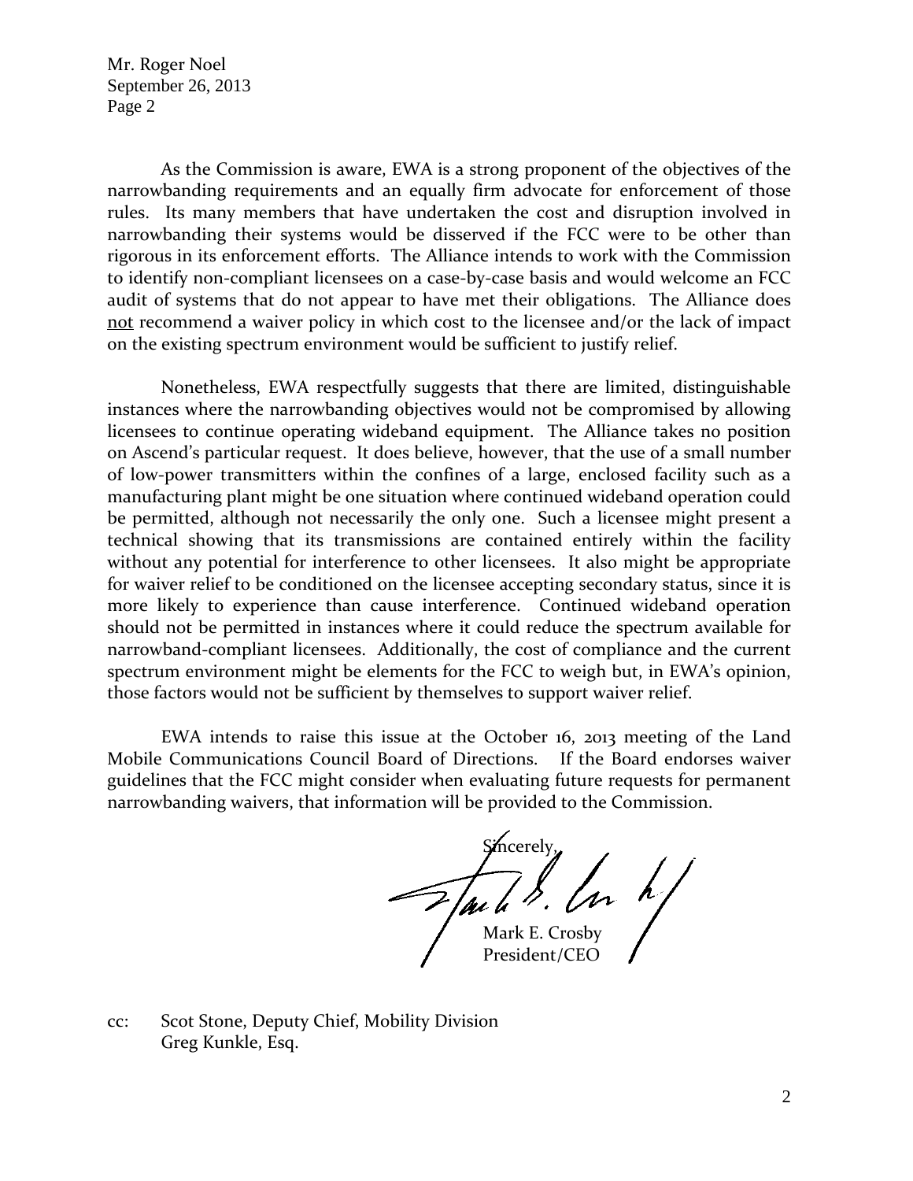Mr. Roger Noel
September 26, 2013
Page 2

As the Commission is aware, EWA is a strong proponent of the objectives of the narrowbanding requirements and an equally firm advocate for enforcement of those rules. Its many members that have undertaken the cost and disruption involved in narrowbanding their systems would be disserved if the FCC were to be other than rigorous in its enforcement efforts. The Alliance intends to work with the Commission to identify non-compliant licensees on a case-by-case basis and would welcome an FCC audit of systems that do not appear to have met their obligations. The Alliance does not recommend a waiver policy in which cost to the licensee and/or the lack of impact on the existing spectrum environment would be sufficient to justify relief.

Nonetheless, EWA respectfully suggests that there are limited, distinguishable instances where the narrowbanding objectives would not be compromised by allowing licensees to continue operating wideband equipment. The Alliance takes no position on Ascend's particular request. It does believe, however, that the use of a small number of low-power transmitters within the confines of a large, enclosed facility such as a manufacturing plant might be one situation where continued wideband operation could be permitted, although not necessarily the only one. Such a licensee might present a technical showing that its transmissions are contained entirely within the facility without any potential for interference to other licensees. It also might be appropriate for waiver relief to be conditioned on the licensee accepting secondary status, since it is more likely to experience than cause interference. Continued wideband operation should not be permitted in instances where it could reduce the spectrum available for narrowband-compliant licensees. Additionally, the cost of compliance and the current spectrum environment might be elements for the FCC to weigh but, in EWA's opinion, those factors would not be sufficient by themselves to support waiver relief.

EWA intends to raise this issue at the October 16, 2013 meeting of the Land Mobile Communications Council Board of Directions. If the Board endorses waiver guidelines that the FCC might consider when evaluating future requests for permanent narrowbanding waivers, that information will be provided to the Commission.

Sincerely,

Mark E. Crosby
President/CEO

cc: Scot Stone, Deputy Chief, Mobility Division
Greg Kunkle, Esq.